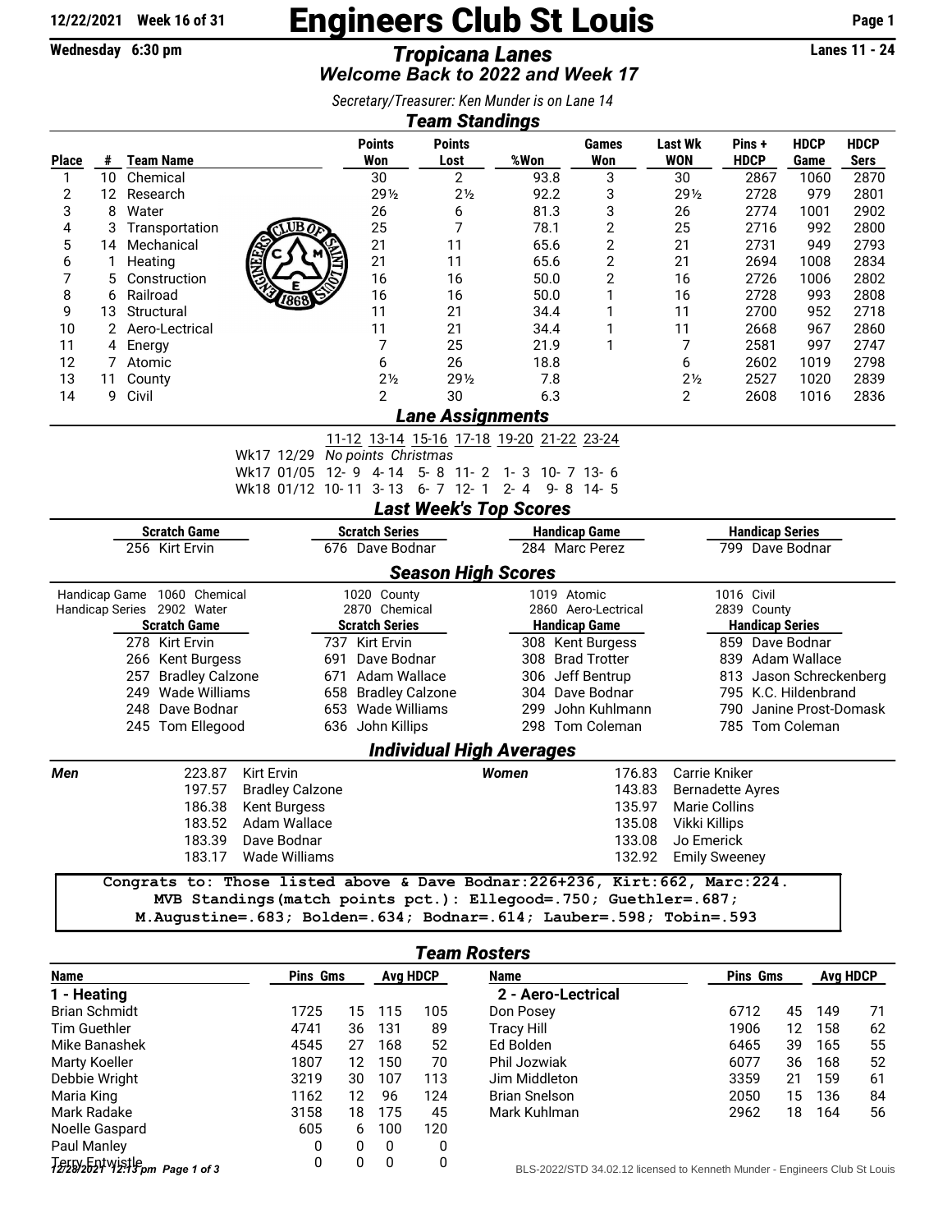12/22/2021 Week 16 of 31

# Engineers Club St Louis

Wednesday 6:30 pm

## Tropicana Lanes

Lanes 11 - 24

*Welcome Back to 2022 and Week 17*

*Secretary/Treasurer: Ken Munder is on Lane 14*

## Team Standings

| Place | # | Team Name | Points Won | Points Lost | %Won | Games Won | Last Wk WON | Pins + HDCP | HDCP Game | HDCP Sers |
|---|---|---|---|---|---|---|---|---|---|---|
| 1 | 10 | Chemical | 30 | 2 | 93.8 | 3 | 30 | 2867 | 1060 | 2870 |
| 2 | 12 | Research | 29½ | 2½ | 92.2 | 3 | 29½ | 2728 | 979 | 2801 |
| 3 | 8 | Water | 26 | 6 | 81.3 | 3 | 26 | 2774 | 1001 | 2902 |
| 4 | 3 | Transportation | 25 | 7 | 78.1 | 2 | 25 | 2716 | 992 | 2800 |
| 5 | 14 | Mechanical | 21 | 11 | 65.6 | 2 | 21 | 2731 | 949 | 2793 |
| 6 | 1 | Heating | 21 | 11 | 65.6 | 2 | 21 | 2694 | 1008 | 2834 |
| 7 | 5 | Construction | 16 | 16 | 50.0 | 2 | 16 | 2726 | 1006 | 2802 |
| 8 | 6 | Railroad | 16 | 16 | 50.0 | 1 | 16 | 2728 | 993 | 2808 |
| 9 | 13 | Structural | 11 | 21 | 34.4 | 1 | 11 | 2700 | 952 | 2718 |
| 10 | 2 | Aero-Lectrical | 11 | 21 | 34.4 | 1 | 11 | 2668 | 967 | 2860 |
| 11 | 4 | Energy | 7 | 25 | 21.9 | 1 | 7 | 2581 | 997 | 2747 |
| 12 | 7 | Atomic | 6 | 26 | 18.8 | | 6 | 2602 | 1019 | 2798 |
| 13 | 11 | County | 2½ | 29½ | 7.8 | | 2½ | 2527 | 1020 | 2839 |
| 14 | 9 | Civil | 2 | 30 | 6.3 | | 2 | 2608 | 1016 | 2836 |

## Lane Assignments

| | | 11-12 | 13-14 | 15-16 | 17-18 | 19-20 | 21-22 | 23-24 |
|---|---|---|---|---|---|---|---|---|
| Wk17 | 12/29 | *No points Christmas* | | | | | | |
| Wk17 | 01/05 | 12- 9 | 4- 14 | 5- 8 | 11- 2 | 1- 3 | 10- 7 | 13- 6 |
| Wk18 | 01/12 | 10- 11 | 3- 13 | 6- 7 | 12- 1 | 2- 4 | 9- 8 | 14- 5 |

## Last Week's Top Scores

| Scratch Game | Scratch Series | Handicap Game | Handicap Series |
|---|---|---|---|
| 256 Kirt Ervin | 676 Dave Bodnar | 284 Marc Perez | 799 Dave Bodnar |

## Season High Scores

| | | | | |
|---|---|---|---|---|
| Handicap Game | 1060 Chemical | 1020 County | 1019 Atomic | 1016 Civil |
| Handicap Series | 2902 Water | 2870 Chemical | 2860 Aero-Lectrical | 2839 County |

| Scratch Game | Scratch Series | Handicap Game | Handicap Series |
|---|---|---|---|
| 278 Kirt Ervin | 737 Kirt Ervin | 308 Kent Burgess | 859 Dave Bodnar |
| 266 Kent Burgess | 691 Dave Bodnar | 308 Brad Trotter | 839 Adam Wallace |
| 257 Bradley Calzone | 671 Adam Wallace | 306 Jeff Bentrup | 813 Jason Schreckenberg |
| 249 Wade Williams | 658 Bradley Calzone | 304 Dave Bodnar | 795 K.C. Hildenbrand |
| 248 Dave Bodnar | 653 Wade Williams | 299 John Kuhlmann | 790 Janine Prost-Domask |
| 245 Tom Ellegood | 636 John Killips | 298 Tom Coleman | 785 Tom Coleman |

## Individual High Averages

| Men | | Women | |
|---|---|---|---|
| 223.87 | Kirt Ervin | 176.83 | Carrie Kniker |
| 197.57 | Bradley Calzone | 143.83 | Bernadette Ayres |
| 186.38 | Kent Burgess | 135.97 | Marie Collins |
| 183.52 | Adam Wallace | 135.08 | Vikki Killips |
| 183.39 | Dave Bodnar | 133.08 | Jo Emerick |
| 183.17 | Wade Williams | 132.92 | Emily Sweeney |

```
Congrats to: Those listed above & Dave Bodnar:226+236, Kirt:662, Marc:224.
MVB Standings(match points pct.): Ellegood=.750; Guethler=.687;
M.Augustine=.683; Bolden=.634; Bodnar=.614; Lauber=.598; Tobin=.593
```

## Team Rosters

| Name | Pins | Gms | Avg | HDCP |
|---|---|---|---|---|
| **1 - Heating** | | | | |
| Brian Schmidt | 1725 | 15 | 115 | 105 |
| Tim Guethler | 4741 | 36 | 131 | 89 |
| Mike Banashek | 4545 | 27 | 168 | 52 |
| Marty Koeller | 1807 | 12 | 150 | 70 |
| Debbie Wright | 3219 | 30 | 107 | 113 |
| Maria King | 1162 | 12 | 96 | 124 |
| Mark Radake | 3158 | 18 | 175 | 45 |
| Noelle Gaspard | 605 | 6 | 100 | 120 |
| Paul Manley | 0 | 0 | 0 | 0 |
| Terry Entwistle | 0 | 0 | 0 | 0 |

| Name | Pins | Gms | Avg | HDCP |
|---|---|---|---|---|
| **2 - Aero-Lectrical** | | | | |
| Don Posey | 6712 | 45 | 149 | 71 |
| Tracy Hill | 1906 | 12 | 158 | 62 |
| Ed Bolden | 6465 | 39 | 165 | 55 |
| Phil Jozwiak | 6077 | 36 | 168 | 52 |
| Jim Middleton | 3359 | 21 | 159 | 61 |
| Brian Snelson | 2050 | 15 | 136 | 84 |
| Mark Kuhlman | 2962 | 18 | 164 | 56 |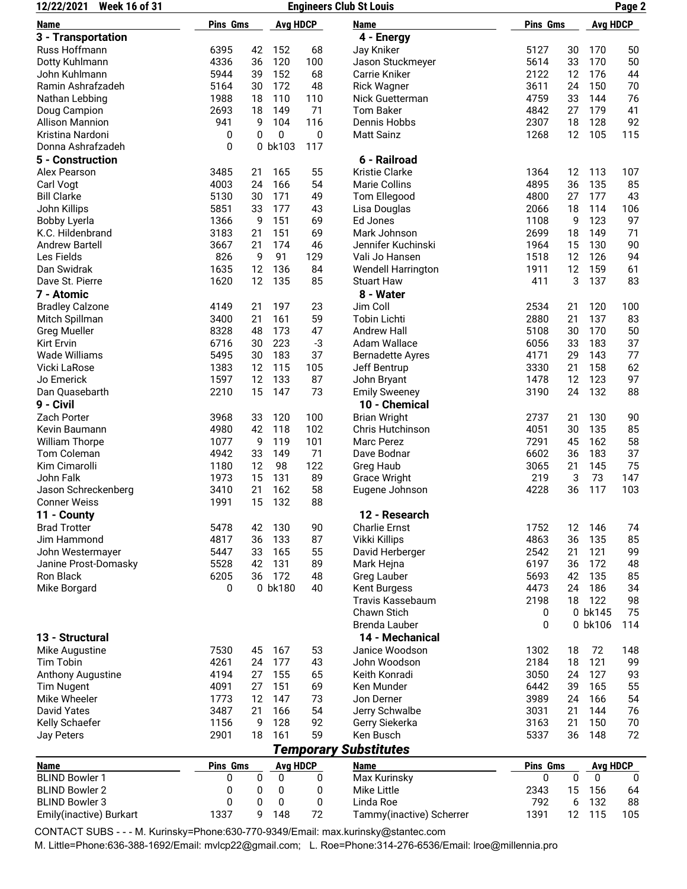| Name | Pins | Gms | Avg | HDCP | Name | Pins | Gms | Avg | HDCP |
|---|---|---|---|---|---|---|---|---|---|
| **3 - Transportation** | | | | | **4 - Energy** | | | | |
| Russ Hoffmann | 6395 | 42 | 152 | 68 | Jay Kniker | 5127 | 30 | 170 | 50 |
| Dotty Kuhlmann | 4336 | 36 | 120 | 100 | Jason Stuckmeyer | 5614 | 33 | 170 | 50 |
| John Kuhlmann | 5944 | 39 | 152 | 68 | Carrie Kniker | 2122 | 12 | 176 | 44 |
| Ramin Ashrafzadeh | 5164 | 30 | 172 | 48 | Rick Wagner | 3611 | 24 | 150 | 70 |
| Nathan Lebbing | 1988 | 18 | 110 | 110 | Nick Guetterman | 4759 | 33 | 144 | 76 |
| Doug Campion | 2693 | 18 | 149 | 71 | Tom Baker | 4842 | 27 | 179 | 41 |
| Allison Mannion | 941 | 9 | 104 | 116 | Dennis Hobbs | 2307 | 18 | 128 | 92 |
| Kristina Nardoni | 0 | 0 | 0 | 0 | Matt Sainz | 1268 | 12 | 105 | 115 |
| Donna Ashrafzadeh | 0 | 0 | bk103 | 117 | | | | | |
| **5 - Construction** | | | | | **6 - Railroad** | | | | |
| Alex Pearson | 3485 | 21 | 165 | 55 | Kristie Clarke | 1364 | 12 | 113 | 107 |
| Carl Vogt | 4003 | 24 | 166 | 54 | Marie Collins | 4895 | 36 | 135 | 85 |
| Bill Clarke | 5130 | 30 | 171 | 49 | Tom Ellegood | 4800 | 27 | 177 | 43 |
| John Killips | 5851 | 33 | 177 | 43 | Lisa Douglas | 2066 | 18 | 114 | 106 |
| Bobby Lyerla | 1366 | 9 | 151 | 69 | Ed Jones | 1108 | 9 | 123 | 97 |
| K.C. Hildenbrand | 3183 | 21 | 151 | 69 | Mark Johnson | 2699 | 18 | 149 | 71 |
| Andrew Bartell | 3667 | 21 | 174 | 46 | Jennifer Kuchinski | 1964 | 15 | 130 | 90 |
| Les Fields | 826 | 9 | 91 | 129 | Vali Jo Hansen | 1518 | 12 | 126 | 94 |
| Dan Swidrak | 1635 | 12 | 136 | 84 | Wendell Harrington | 1911 | 12 | 159 | 61 |
| Dave St. Pierre | 1620 | 12 | 135 | 85 | Stuart Haw | 411 | 3 | 137 | 83 |
| **7 - Atomic** | | | | | **8 - Water** | | | | |
| Bradley Calzone | 4149 | 21 | 197 | 23 | Jim Coll | 2534 | 21 | 120 | 100 |
| Mitch Spillman | 3400 | 21 | 161 | 59 | Tobin Lichti | 2880 | 21 | 137 | 83 |
| Greg Mueller | 8328 | 48 | 173 | 47 | Andrew Hall | 5108 | 30 | 170 | 50 |
| Kirt Ervin | 6716 | 30 | 223 | -3 | Adam Wallace | 6056 | 33 | 183 | 37 |
| Wade Williams | 5495 | 30 | 183 | 37 | Bernadette Ayres | 4171 | 29 | 143 | 77 |
| Vicki LaRose | 1383 | 12 | 115 | 105 | Jeff Bentrup | 3330 | 21 | 158 | 62 |
| Jo Emerick | 1597 | 12 | 133 | 87 | John Bryant | 1478 | 12 | 123 | 97 |
| Dan Quasebarth | 2210 | 15 | 147 | 73 | Emily Sweeney | 3190 | 24 | 132 | 88 |
| **9 - Civil** | | | | | **10 - Chemical** | | | | |
| Zach Porter | 3968 | 33 | 120 | 100 | Brian Wright | 2737 | 21 | 130 | 90 |
| Kevin Baumann | 4980 | 42 | 118 | 102 | Chris Hutchinson | 4051 | 30 | 135 | 85 |
| William Thorpe | 1077 | 9 | 119 | 101 | Marc Perez | 7291 | 45 | 162 | 58 |
| Tom Coleman | 4942 | 33 | 149 | 71 | Dave Bodnar | 6602 | 36 | 183 | 37 |
| Kim Cimarolli | 1180 | 12 | 98 | 122 | Greg Haub | 3065 | 21 | 145 | 75 |
| John Falk | 1973 | 15 | 131 | 89 | Grace Wright | 219 | 3 | 73 | 147 |
| Jason Schreckenberg | 3410 | 21 | 162 | 58 | Eugene Johnson | 4228 | 36 | 117 | 103 |
| Conner Weiss | 1991 | 15 | 132 | 88 | | | | | |
| **11 - County** | | | | | **12 - Research** | | | | |
| Brad Trotter | 5478 | 42 | 130 | 90 | Charlie Ernst | 1752 | 12 | 146 | 74 |
| Jim Hammond | 4817 | 36 | 133 | 87 | Vikki Killips | 4863 | 36 | 135 | 85 |
| John Westermayer | 5447 | 33 | 165 | 55 | David Herberger | 2542 | 21 | 121 | 99 |
| Janine Prost-Domasky | 5528 | 42 | 131 | 89 | Mark Hejna | 6197 | 36 | 172 | 48 |
| Ron Black | 6205 | 36 | 172 | 48 | Greg Lauber | 5693 | 42 | 135 | 85 |
| Mike Borgard | 0 | 0 | bk180 | 40 | Kent Burgess | 4473 | 24 | 186 | 34 |
| | | | | | Travis Kassebaum | 2198 | 18 | 122 | 98 |
| | | | | | Chawn Stich | 0 | 0 | bk145 | 75 |
| | | | | | Brenda Lauber | 0 | 0 | bk106 | 114 |
| **13 - Structural** | | | | | **14 - Mechanical** | | | | |
| Mike Augustine | 7530 | 45 | 167 | 53 | Janice Woodson | 1302 | 18 | 72 | 148 |
| Tim Tobin | 4261 | 24 | 177 | 43 | John Woodson | 2184 | 18 | 121 | 99 |
| Anthony Augustine | 4194 | 27 | 155 | 65 | Keith Konradi | 3050 | 24 | 127 | 93 |
| Tim Nugent | 4091 | 27 | 151 | 69 | Ken Munder | 6442 | 39 | 165 | 55 |
| Mike Wheeler | 1773 | 12 | 147 | 73 | Jon Derner | 3989 | 24 | 166 | 54 |
| David Yates | 3487 | 21 | 166 | 54 | Jerry Schwalbe | 3031 | 21 | 144 | 76 |
| Kelly Schaefer | 1156 | 9 | 128 | 92 | Gerry Siekerka | 3163 | 21 | 150 | 70 |
| Jay Peters | 2901 | 18 | 161 | 59 | Ken Busch | 5337 | 36 | 148 | 72 |

## *Temporary Substitutes*

| Name | Pins | Gms | Avg | HDCP | Name | Pins | Gms | Avg | HDCP |
|---|---|---|---|---|---|---|---|---|---|
| BLIND Bowler 1 | 0 | 0 | 0 | 0 | Max Kurinsky | 0 | 0 | 0 | 0 |
| BLIND Bowler 2 | 0 | 0 | 0 | 0 | Mike Little | 2343 | 15 | 156 | 64 |
| BLIND Bowler 3 | 0 | 0 | 0 | 0 | Linda Roe | 792 | 6 | 132 | 88 |
| Emily(inactive) Burkart | 1337 | 9 | 148 | 72 | Tammy(inactive) Scherrer | 1391 | 12 | 115 | 105 |

CONTACT SUBS - - - M. Kurinsky=Phone:630-770-9349/Email: max.kurinsky@stantec.com
M. Little=Phone:636-388-1692/Email: mvlcp22@gmail.com; L. Roe=Phone:314-276-6536/Email: lroe@millennia.pro